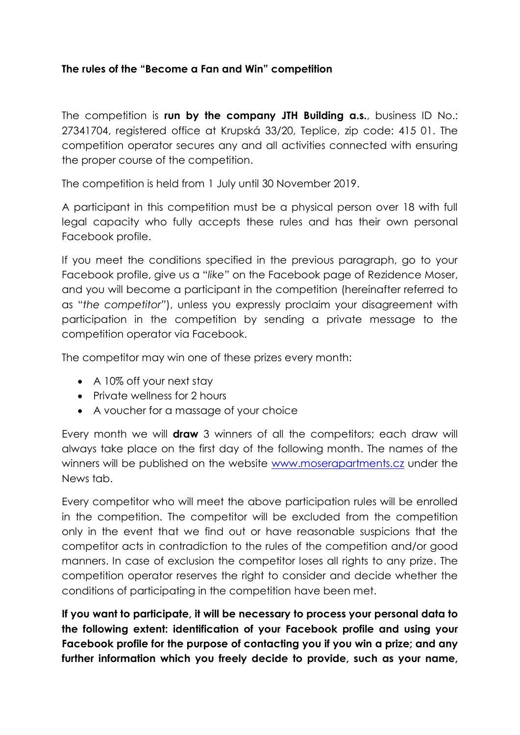**The rules of the "Become a Fan and Win" competition**

The competition is **run by the company JTH Building a.s.**, business ID No.: 27341704, registered office at Krupská 33/20, Teplice, zip code: 415 01. The competition operator secures any and all activities connected with ensuring the proper course of the competition.

The competition is held from 1 July until 30 November 2019.

A participant in this competition must be a physical person over 18 with full legal capacity who fully accepts these rules and has their own personal Facebook profile.

If you meet the conditions specified in the previous paragraph, go to your Facebook profile, give us a "*like*" on the Facebook page of Rezidence Moser, and you will become a participant in the competition (hereinafter referred to as "*the competitor*"), unless you expressly proclaim your disagreement with participation in the competition by sending a private message to the competition operator via Facebook.

The competitor may win one of these prizes every month:

- A 10% off your next stay
- Private wellness for 2 hours
- A voucher for a massage of your choice

Every month we will **draw** 3 winners of all the competitors; each draw will always take place on the first day of the following month. The names of the winners will be published on the website [www.moserapartments.cz](www.moserapartments.cz) under the News tab.

Every competitor who will meet the above participation rules will be enrolled in the competition. The competitor will be excluded from the competition only in the event that we find out or have reasonable suspicions that the competitor acts in contradiction to the rules of the competition and/or good manners. In case of exclusion the competitor loses all rights to any prize. The competition operator reserves the right to consider and decide whether the conditions of participating in the competition have been met.

**If you want to participate, it will be necessary to process your personal data to the following extent: identification of your Facebook profile and using your Facebook profile for the purpose of contacting you if you win a prize; and any further information which you freely decide to provide, such as your name,**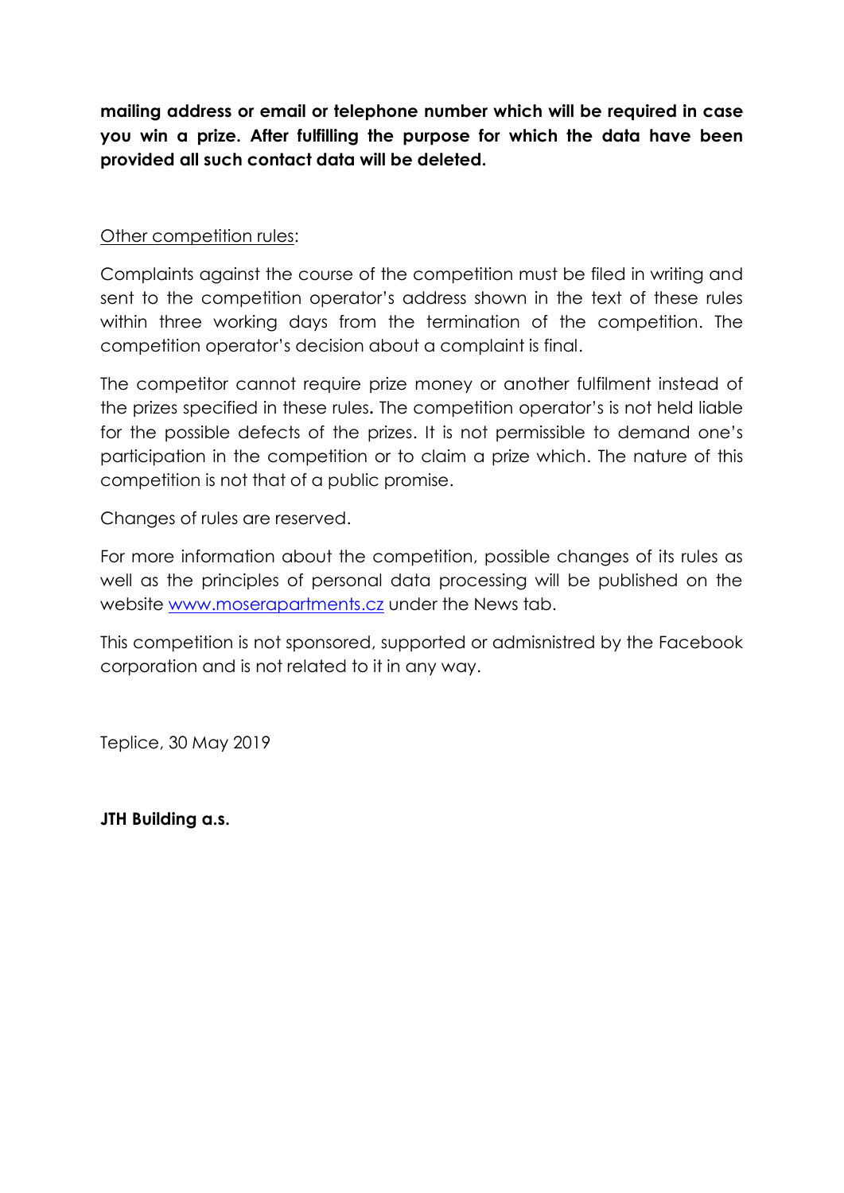**mailing address or email or telephone number which will be required in case you win a prize. After fulfilling the purpose for which the data have been provided all such contact data will be deleted.**

Other competition rules:

Complaints against the course of the competition must be filed in writing and sent to the competition operator's address shown in the text of these rules within three working days from the termination of the competition. The competition operator's decision about a complaint is final.

The competitor cannot require prize money or another fulfilment instead of the prizes specified in these rules**.** The competition operator's is not held liable for the possible defects of the prizes. It is not permissible to demand one's participation in the competition or to claim a prize which. The nature of this competition is not that of a public promise.

Changes of rules are reserved.

For more information about the competition, possible changes of its rules as well as the principles of personal data processing will be published on the website www.moserapartments.cz under the News tab.

This competition is not sponsored, supported or admisnistred by the Facebook corporation and is not related to it in any way.

Teplice, 30 May 2019

**JTH Building a.s.**